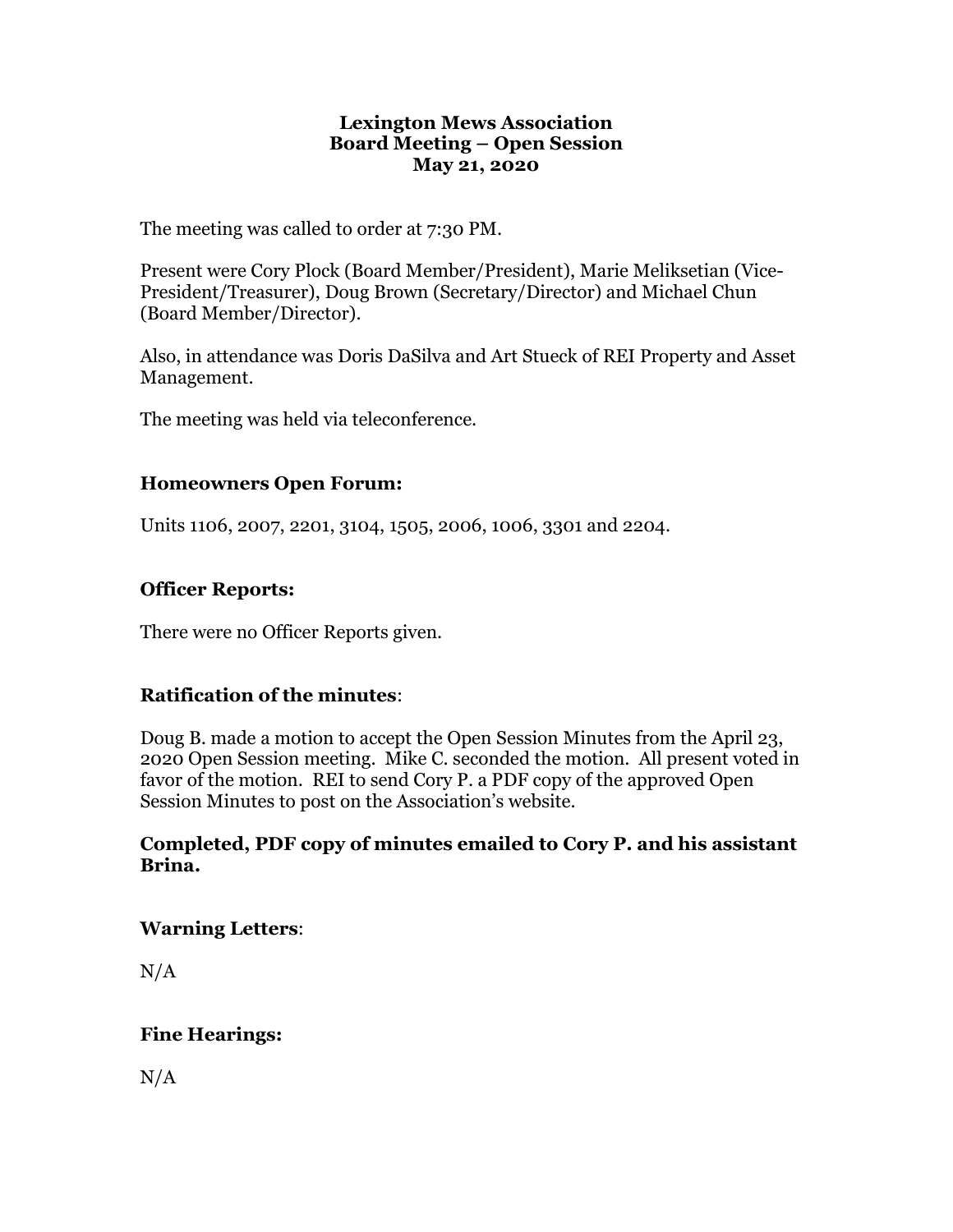# Lexington Mews Association
## Board Meeting – Open Session
## May 21, 2020

The meeting was called to order at 7:30 PM.

Present were Cory Plock (Board Member/President), Marie Meliksetian (Vice-President/Treasurer), Doug Brown (Secretary/Director) and Michael Chun (Board Member/Director).

Also, in attendance was Doris DaSilva and Art Stueck of REI Property and Asset Management.

The meeting was held via teleconference.

### Homeowners Open Forum:

Units 1106, 2007, 2201, 3104, 1505, 2006, 1006, 3301 and 2204.

### Officer Reports:

There were no Officer Reports given.

### Ratification of the minutes:

Doug B. made a motion to accept the Open Session Minutes from the April 23, 2020 Open Session meeting. Mike C. seconded the motion. All present voted in favor of the motion. REI to send Cory P. a PDF copy of the approved Open Session Minutes to post on the Association's website.

**Completed, PDF copy of minutes emailed to Cory P. and his assistant Brina.**

### Warning Letters:

N/A

### Fine Hearings:

N/A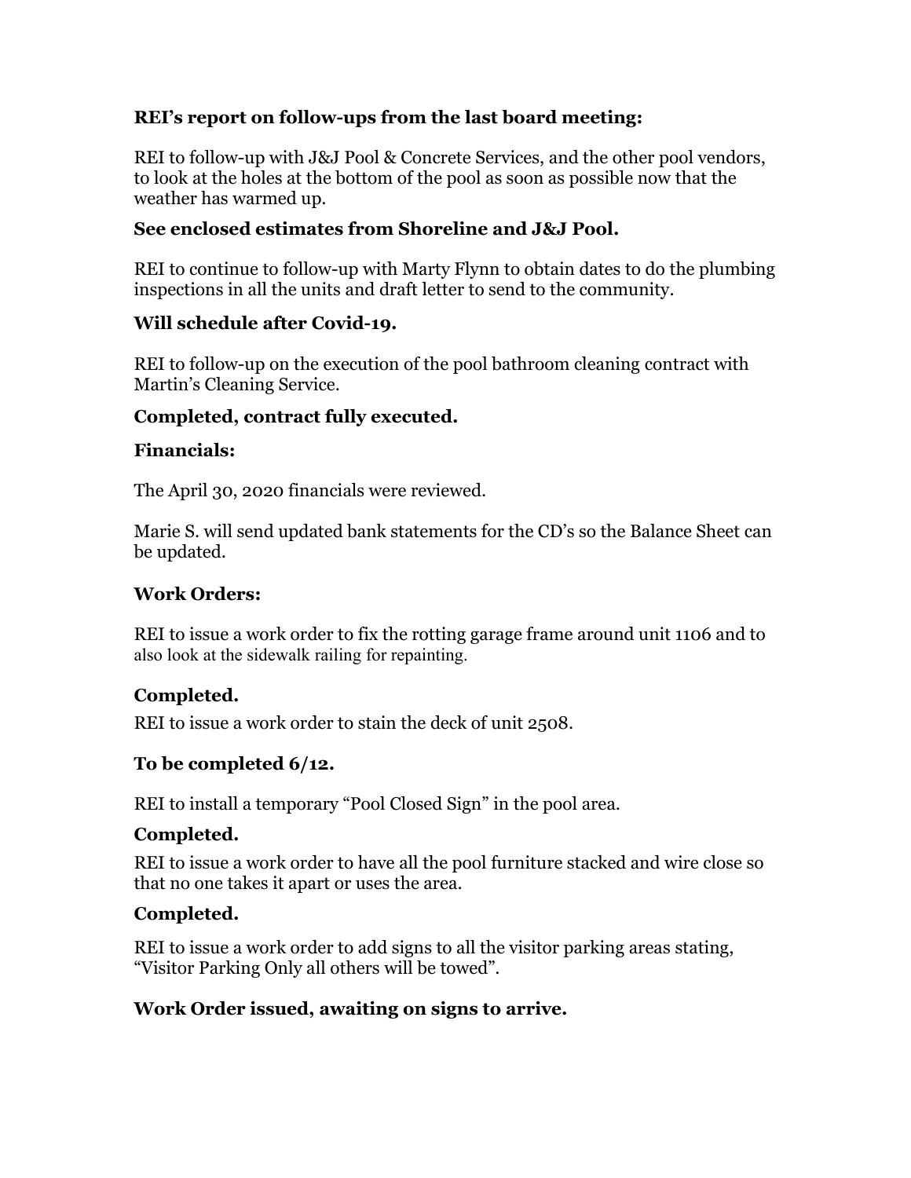**REI's report on follow-ups from the last board meeting:**

REI to follow-up with J&J Pool & Concrete Services, and the other pool vendors, to look at the holes at the bottom of the pool as soon as possible now that the weather has warmed up.

**See enclosed estimates from Shoreline and J&J Pool.**

REI to continue to follow-up with Marty Flynn to obtain dates to do the plumbing inspections in all the units and draft letter to send to the community.

**Will schedule after Covid-19.**

REI to follow-up on the execution of the pool bathroom cleaning contract with Martin's Cleaning Service.

**Completed, contract fully executed.**

**Financials:**

The April 30, 2020 financials were reviewed.

Marie S. will send updated bank statements for the CD's so the Balance Sheet can be updated.

**Work Orders:**

REI to issue a work order to fix the rotting garage frame around unit 1106 and to also look at the sidewalk railing for repainting.

**Completed.**

REI to issue a work order to stain the deck of unit 2508.

**To be completed 6/12.**

REI to install a temporary "Pool Closed Sign" in the pool area.

**Completed.**

REI to issue a work order to have all the pool furniture stacked and wire close so that no one takes it apart or uses the area.

**Completed.**

REI to issue a work order to add signs to all the visitor parking areas stating, "Visitor Parking Only all others will be towed".

**Work Order issued, awaiting on signs to arrive.**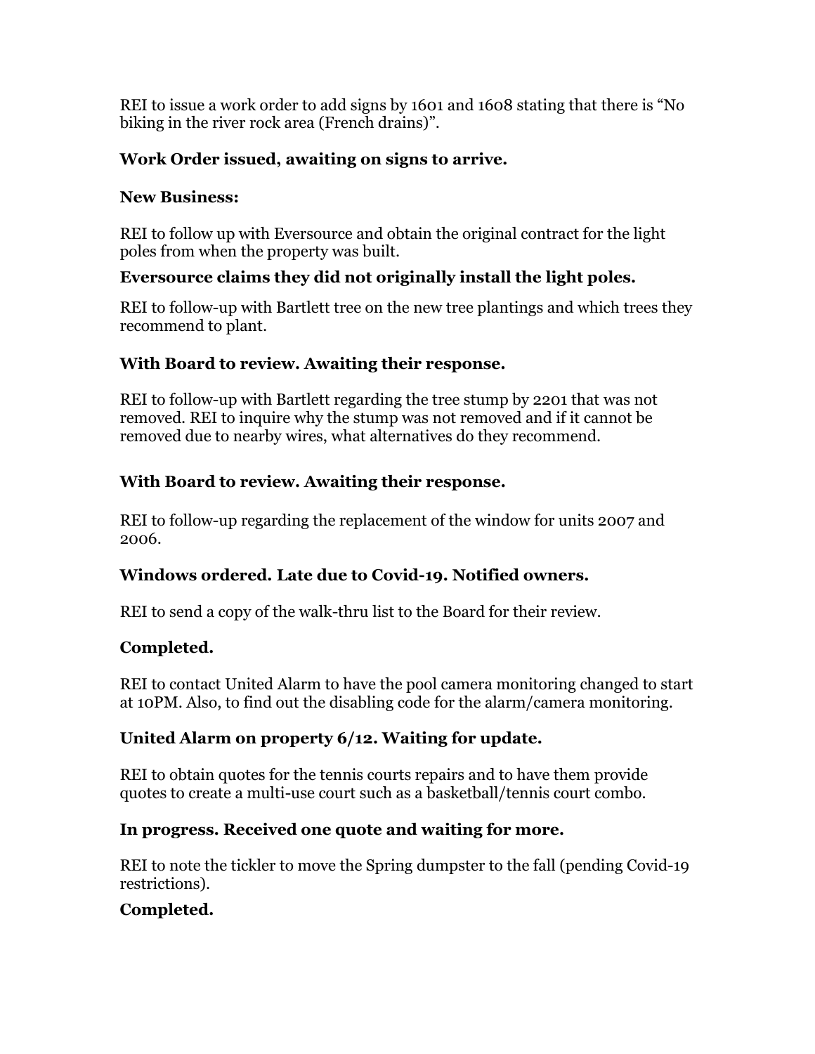REI to issue a work order to add signs by 1601 and 1608 stating that there is "No biking in the river rock area (French drains)".

**Work Order issued, awaiting on signs to arrive.**

**New Business:**

REI to follow up with Eversource and obtain the original contract for the light poles from when the property was built.

**Eversource claims they did not originally install the light poles.**

REI to follow-up with Bartlett tree on the new tree plantings and which trees they recommend to plant.

**With Board to review. Awaiting their response.**

REI to follow-up with Bartlett regarding the tree stump by 2201 that was not removed. REI to inquire why the stump was not removed and if it cannot be removed due to nearby wires, what alternatives do they recommend.

**With Board to review. Awaiting their response.**

REI to follow-up regarding the replacement of the window for units 2007 and 2006.

**Windows ordered. Late due to Covid-19. Notified owners.**

REI to send a copy of the walk-thru list to the Board for their review.

**Completed.**

REI to contact United Alarm to have the pool camera monitoring changed to start at 10PM. Also, to find out the disabling code for the alarm/camera monitoring.

**United Alarm on property 6/12. Waiting for update.**

REI to obtain quotes for the tennis courts repairs and to have them provide quotes to create a multi-use court such as a basketball/tennis court combo.

**In progress. Received one quote and waiting for more.**

REI to note the tickler to move the Spring dumpster to the fall (pending Covid-19 restrictions).

**Completed.**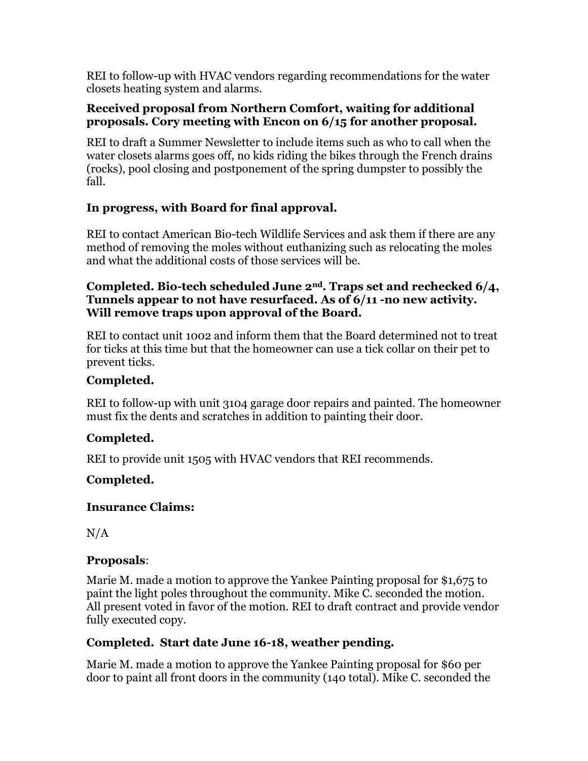REI to follow-up with HVAC vendors regarding recommendations for the water closets heating system and alarms.

**Received proposal from Northern Comfort, waiting for additional proposals. Cory meeting with Encon on 6/15 for another proposal.**

REI to draft a Summer Newsletter to include items such as who to call when the water closets alarms goes off, no kids riding the bikes through the French drains (rocks), pool closing and postponement of the spring dumpster to possibly the fall.

**In progress, with Board for final approval.**

REI to contact American Bio-tech Wildlife Services and ask them if there are any method of removing the moles without euthanizing such as relocating the moles and what the additional costs of those services will be.

**Completed. Bio-tech scheduled June 2nd. Traps set and rechecked 6/4, Tunnels appear to not have resurfaced. As of 6/11 -no new activity. Will remove traps upon approval of the Board.**

REI to contact unit 1002 and inform them that the Board determined not to treat for ticks at this time but that the homeowner can use a tick collar on their pet to prevent ticks.

**Completed.**

REI to follow-up with unit 3104 garage door repairs and painted. The homeowner must fix the dents and scratches in addition to painting their door.

**Completed.**

REI to provide unit 1505 with HVAC vendors that REI recommends.

**Completed.**

**Insurance Claims:**

N/A

**Proposals**:

Marie M. made a motion to approve the Yankee Painting proposal for $1,675 to paint the light poles throughout the community. Mike C. seconded the motion. All present voted in favor of the motion. REI to draft contract and provide vendor fully executed copy.

**Completed. Start date June 16-18, weather pending.**

Marie M. made a motion to approve the Yankee Painting proposal for $60 per door to paint all front doors in the community (140 total). Mike C. seconded the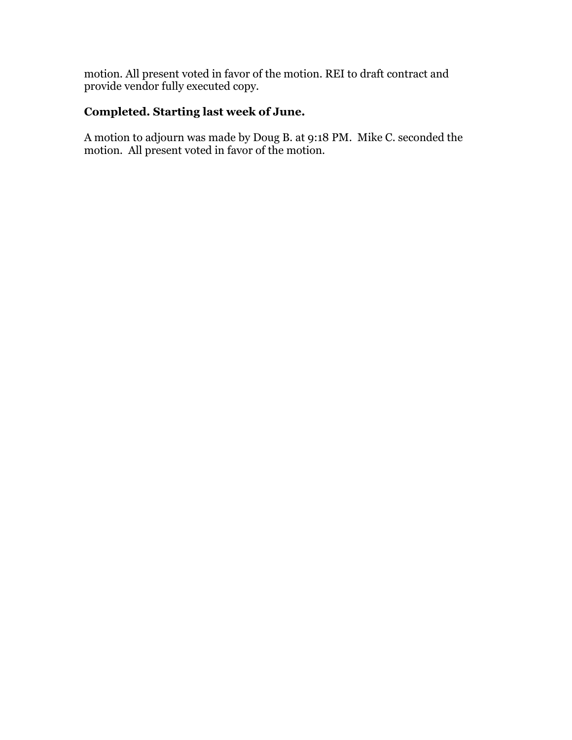motion. All present voted in favor of the motion. REI to draft contract and provide vendor fully executed copy.

**Completed. Starting last week of June.**

A motion to adjourn was made by Doug B. at 9:18 PM. Mike C. seconded the motion. All present voted in favor of the motion.